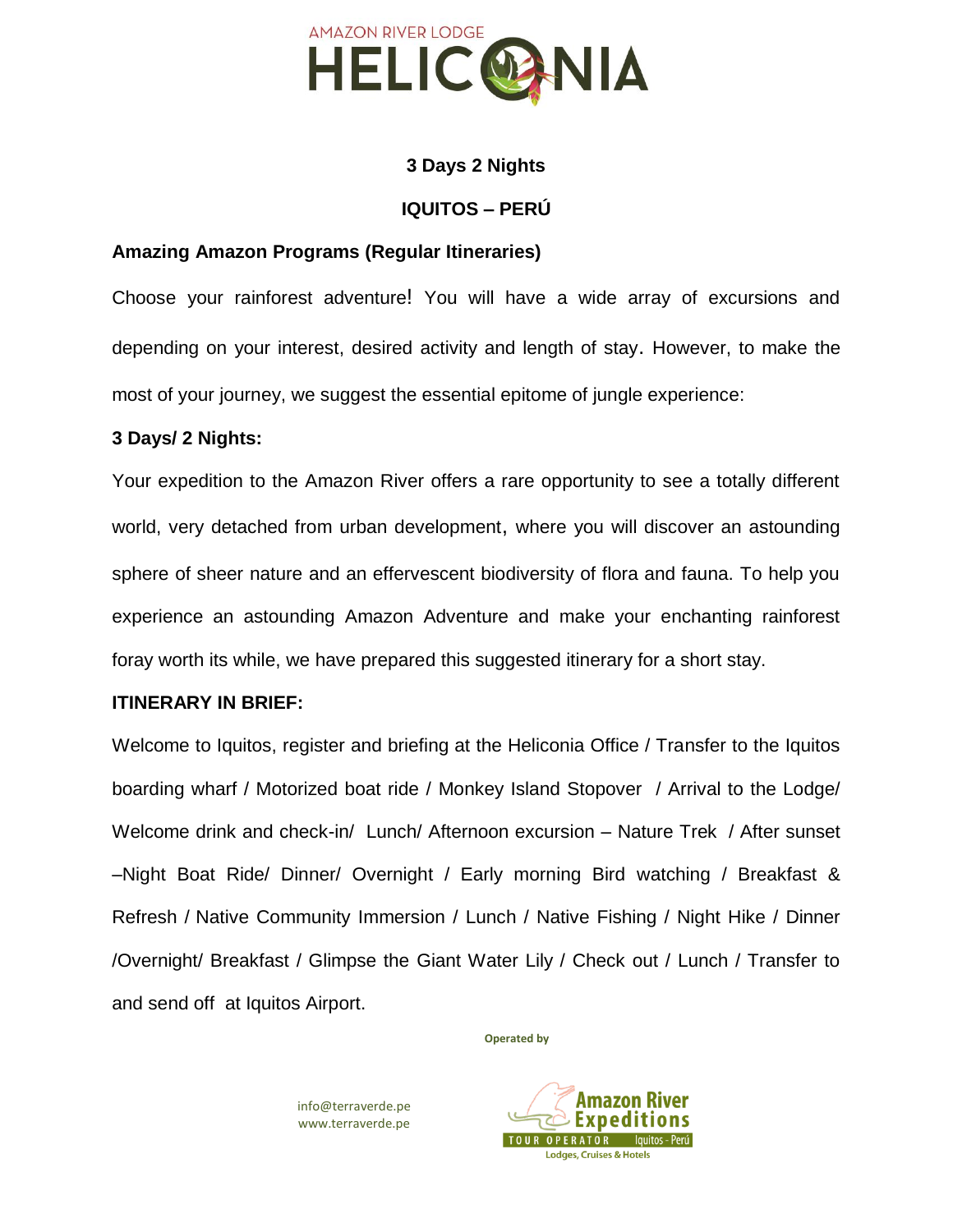AMAZON RIVER LODGE

# HELICONIA

**3 Days 2 Nights**

**IQUITOS – PERÚ**

## Amazing Amazon Programs (Regular Itineraries)

Choose your rainforest adventure! You will have a wide array of excursions and depending on your interest, desired activity and length of stay. However, to make the most of your journey, we suggest the essential epitome of jungle experience:

### 3 Days/ 2 Nights:

Your expedition to the Amazon River offers a rare opportunity to see a totally different world, very detached from urban development, where you will discover an astounding sphere of sheer nature and an effervescent biodiversity of flora and fauna. To help you experience an astounding Amazon Adventure and make your enchanting rainforest foray worth its while, we have prepared this suggested itinerary for a short stay.

### ITINERARY IN BRIEF:

Welcome to Iquitos, register and briefing at the Heliconia Office / Transfer to the Iquitos boarding wharf / Motorized boat ride / Monkey Island Stopover / Arrival to the Lodge/ Welcome drink and check-in/ Lunch/ Afternoon excursion – Nature Trek / After sunset –Night Boat Ride/ Dinner/ Overnight / Early morning Bird watching / Breakfast & Refresh / Native Community Immersion / Lunch / Native Fishing / Night Hike / Dinner /Overnight/ Breakfast / Glimpse the Giant Water Lily / Check out / Lunch / Transfer to and send off at Iquitos Airport.

**Operated by**

info@terraverde.pe
www.terraverde.pe

Amazon River Expeditions
TOUR OPERATOR Iquitos - Perú
Lodges, Cruises & Hotels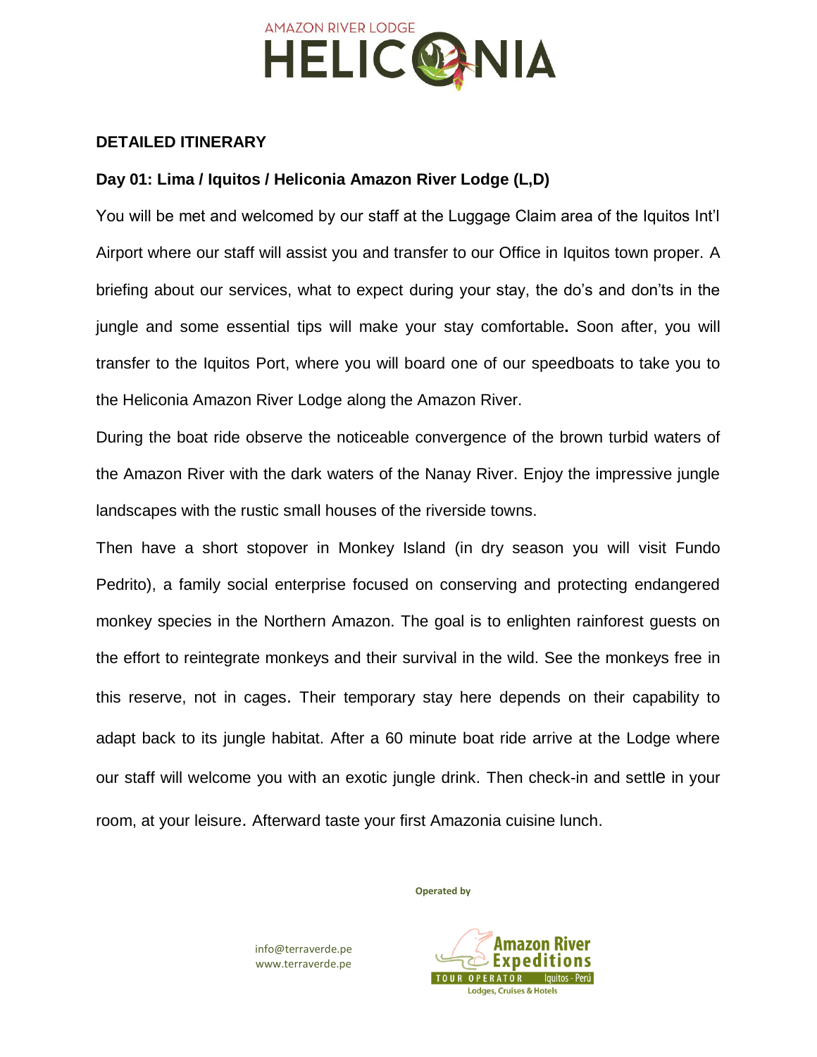## DETAILED ITINERARY

### Day 01: Lima / Iquitos / Heliconia Amazon River Lodge (L,D)

You will be met and welcomed by our staff at the Luggage Claim area of the Iquitos Int'l Airport where our staff will assist you and transfer to our Office in Iquitos town proper. A briefing about our services, what to expect during your stay, the do's and don'ts in the jungle and some essential tips will make your stay comfortable**.** Soon after, you will transfer to the Iquitos Port, where you will board one of our speedboats to take you to the Heliconia Amazon River Lodge along the Amazon River.

During the boat ride observe the noticeable convergence of the brown turbid waters of the Amazon River with the dark waters of the Nanay River. Enjoy the impressive jungle landscapes with the rustic small houses of the riverside towns.

Then have a short stopover in Monkey Island (in dry season you will visit Fundo Pedrito), a family social enterprise focused on conserving and protecting endangered monkey species in the Northern Amazon. The goal is to enlighten rainforest guests on the effort to reintegrate monkeys and their survival in the wild. See the monkeys free in this reserve, not in cages. Their temporary stay here depends on their capability to adapt back to its jungle habitat. After a 60 minute boat ride arrive at the Lodge where our staff will welcome you with an exotic jungle drink. Then check-in and settle in your room, at your leisure. Afterward taste your first Amazonia cuisine lunch.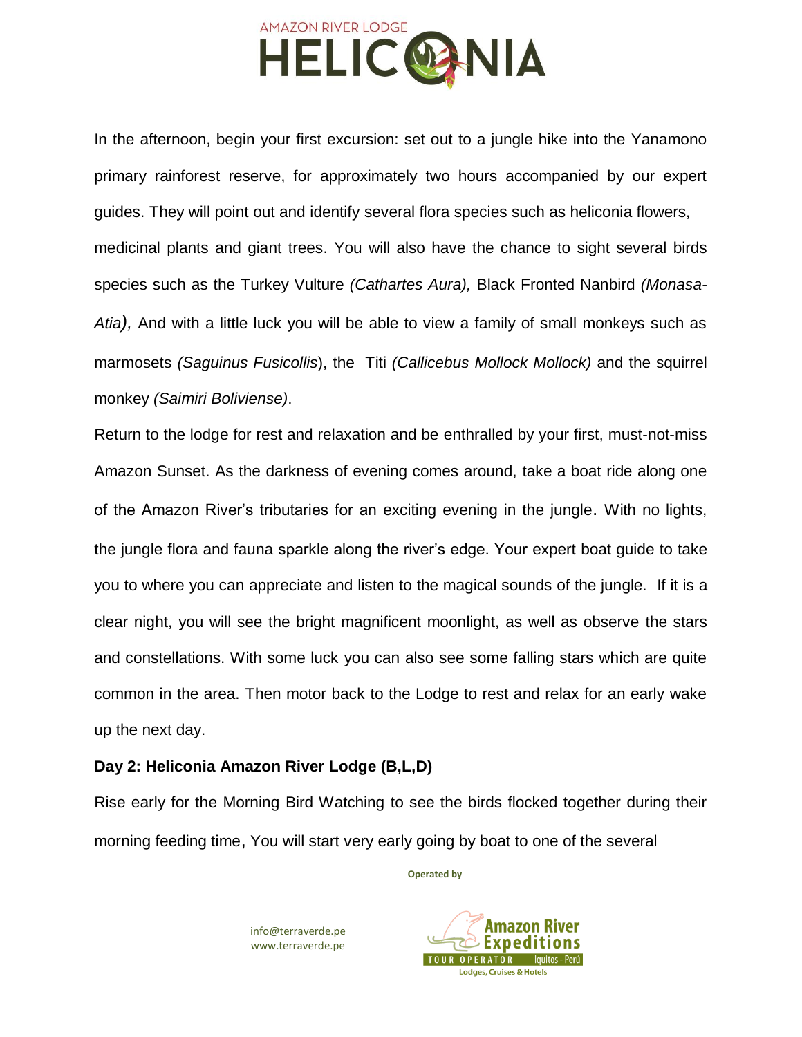In the afternoon, begin your first excursion: set out to a jungle hike into the Yanamono primary rainforest reserve, for approximately two hours accompanied by our expert guides. They will point out and identify several flora species such as heliconia flowers, medicinal plants and giant trees. You will also have the chance to sight several birds species such as the Turkey Vulture *(Cathartes Aura),* Black Fronted Nanbird *(Monasa-Atia),* And with a little luck you will be able to view a family of small monkeys such as marmosets *(Saguinus Fusicollis*), the Titi *(Callicebus Mollock Mollock)* and the squirrel monkey *(Saimiri Boliviense)*.

Return to the lodge for rest and relaxation and be enthralled by your first, must-not-miss Amazon Sunset. As the darkness of evening comes around, take a boat ride along one of the Amazon River's tributaries for an exciting evening in the jungle. With no lights, the jungle flora and fauna sparkle along the river's edge. Your expert boat guide to take you to where you can appreciate and listen to the magical sounds of the jungle. If it is a clear night, you will see the bright magnificent moonlight, as well as observe the stars and constellations. With some luck you can also see some falling stars which are quite common in the area. Then motor back to the Lodge to rest and relax for an early wake up the next day.

**Day 2: Heliconia Amazon River Lodge (B,L,D)**

Rise early for the Morning Bird Watching to see the birds flocked together during their morning feeding time, You will start very early going by boat to one of the several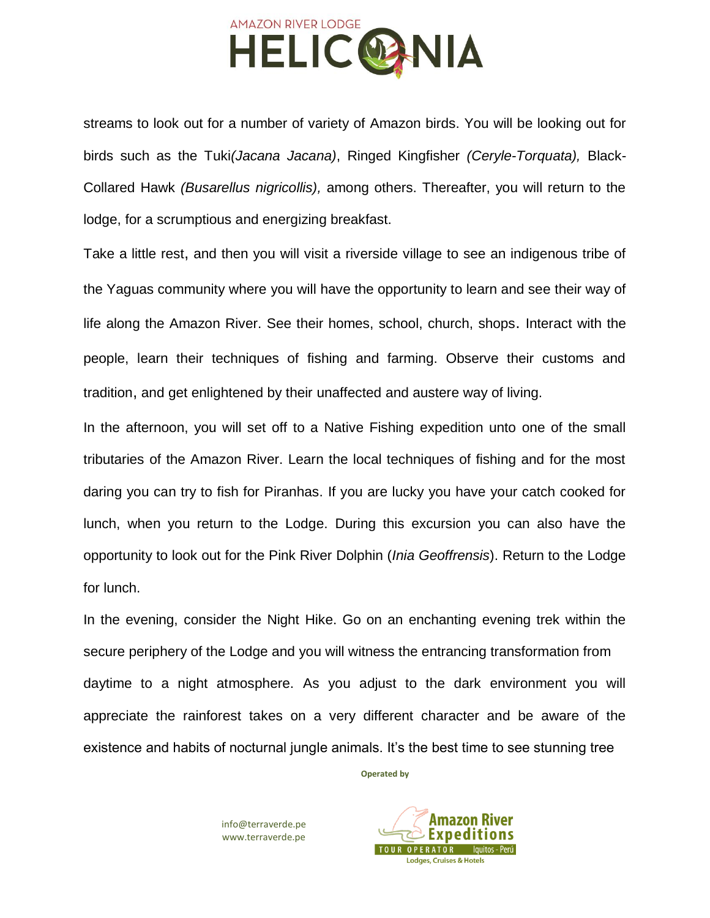streams to look out for a number of variety of Amazon birds. You will be looking out for birds such as the Tuki*(Jacana Jacana)*, Ringed Kingfisher *(Ceryle-Torquata),* Black-Collared Hawk *(Busarellus nigricollis),* among others. Thereafter, you will return to the lodge, for a scrumptious and energizing breakfast.

Take a little rest, and then you will visit a riverside village to see an indigenous tribe of the Yaguas community where you will have the opportunity to learn and see their way of life along the Amazon River. See their homes, school, church, shops. Interact with the people, learn their techniques of fishing and farming. Observe their customs and tradition, and get enlightened by their unaffected and austere way of living.

In the afternoon, you will set off to a Native Fishing expedition unto one of the small tributaries of the Amazon River. Learn the local techniques of fishing and for the most daring you can try to fish for Piranhas. If you are lucky you have your catch cooked for lunch, when you return to the Lodge. During this excursion you can also have the opportunity to look out for the Pink River Dolphin (*Inia Geoffrensis*). Return to the Lodge for lunch.

In the evening, consider the Night Hike. Go on an enchanting evening trek within the secure periphery of the Lodge and you will witness the entrancing transformation from daytime to a night atmosphere. As you adjust to the dark environment you will appreciate the rainforest takes on a very different character and be aware of the existence and habits of nocturnal jungle animals. It's the best time to see stunning tree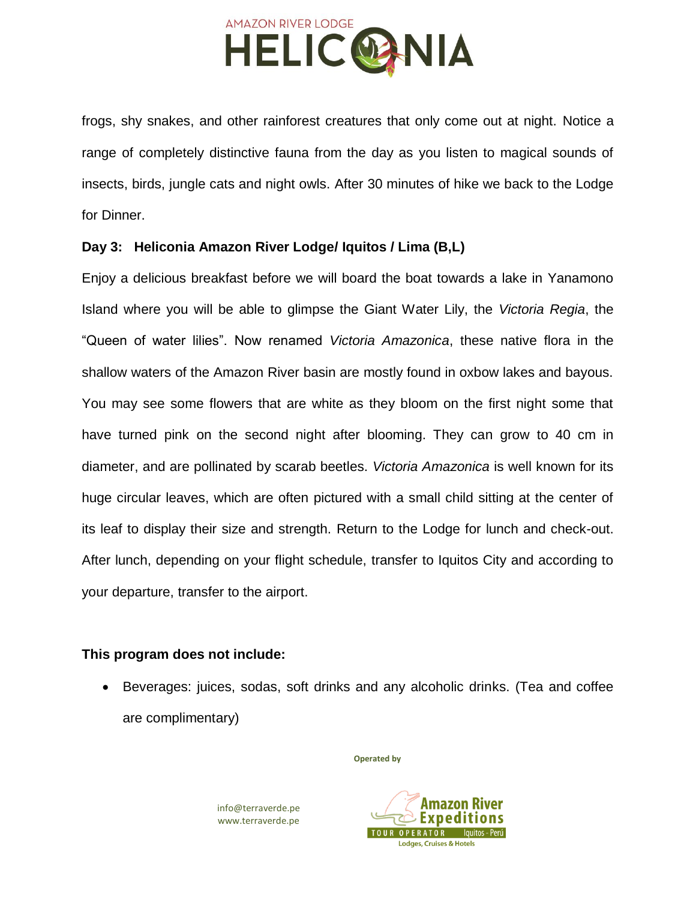frogs, shy snakes, and other rainforest creatures that only come out at night. Notice a range of completely distinctive fauna from the day as you listen to magical sounds of insects, birds, jungle cats and night owls. After 30 minutes of hike we back to the Lodge for Dinner.

**Day 3: Heliconia Amazon River Lodge/ Iquitos / Lima (B,L)**

Enjoy a delicious breakfast before we will board the boat towards a lake in Yanamono Island where you will be able to glimpse the Giant Water Lily, the *Victoria Regia*, the "Queen of water lilies". Now renamed *Victoria Amazonica*, these native flora in the shallow waters of the Amazon River basin are mostly found in oxbow lakes and bayous. You may see some flowers that are white as they bloom on the first night some that have turned pink on the second night after blooming. They can grow to 40 cm in diameter, and are pollinated by scarab beetles. *Victoria Amazonica* is well known for its huge circular leaves, which are often pictured with a small child sitting at the center of its leaf to display their size and strength. Return to the Lodge for lunch and check-out. After lunch, depending on your flight schedule, transfer to Iquitos City and according to your departure, transfer to the airport.

**This program does not include:**

- Beverages: juices, sodas, soft drinks and any alcoholic drinks. (Tea and coffee are complimentary)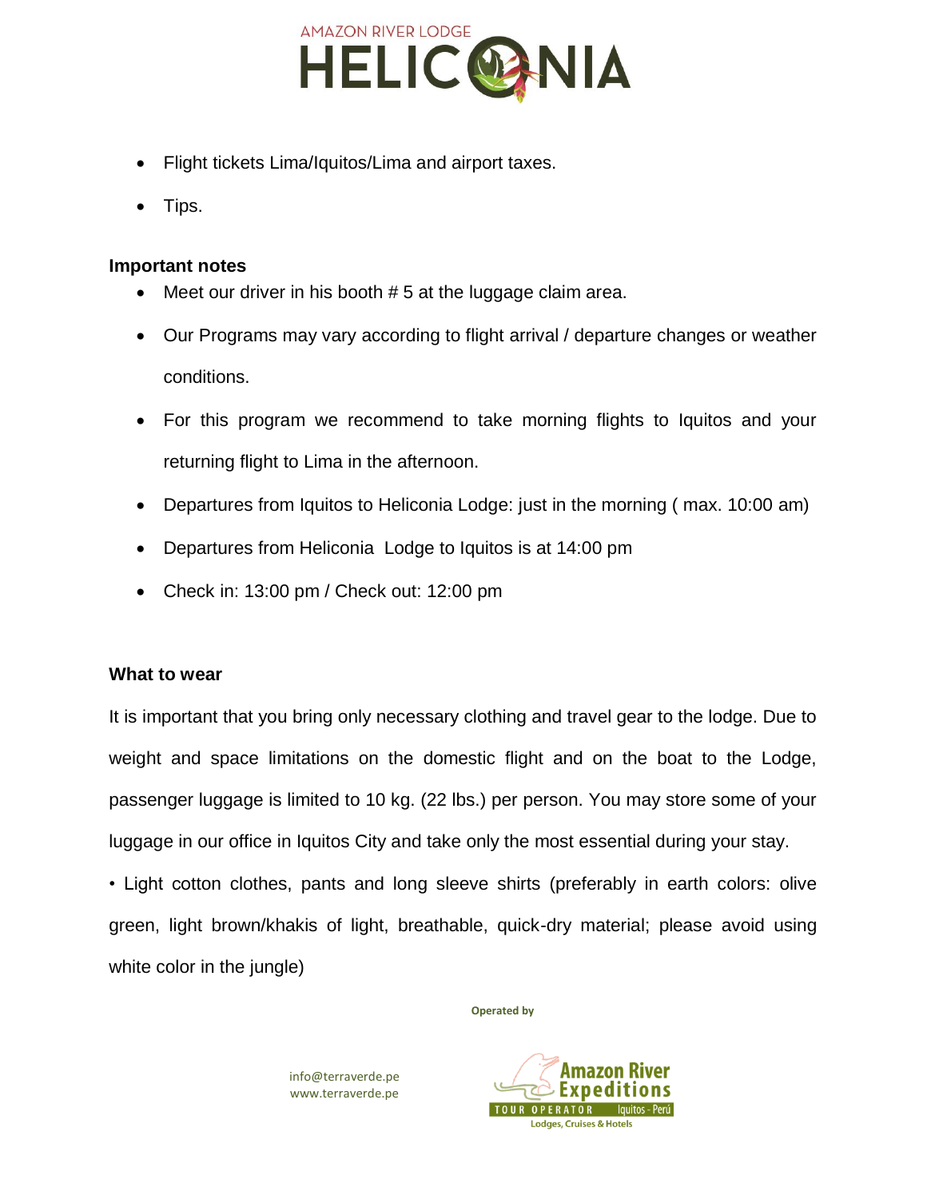- Flight tickets Lima/Iquitos/Lima and airport taxes.
- Tips.

**Important notes**

- Meet our driver in his booth # 5 at the luggage claim area.
- Our Programs may vary according to flight arrival / departure changes or weather conditions.
- For this program we recommend to take morning flights to Iquitos and your returning flight to Lima in the afternoon.
- Departures from Iquitos to Heliconia Lodge: just in the morning ( max. 10:00 am)
- Departures from Heliconia Lodge to Iquitos is at 14:00 pm
- Check in: 13:00 pm / Check out: 12:00 pm

**What to wear**

It is important that you bring only necessary clothing and travel gear to the lodge. Due to weight and space limitations on the domestic flight and on the boat to the Lodge, passenger luggage is limited to 10 kg. (22 lbs.) per person. You may store some of your luggage in our office in Iquitos City and take only the most essential during your stay.

• Light cotton clothes, pants and long sleeve shirts (preferably in earth colors: olive green, light brown/khakis of light, breathable, quick-dry material; please avoid using white color in the jungle)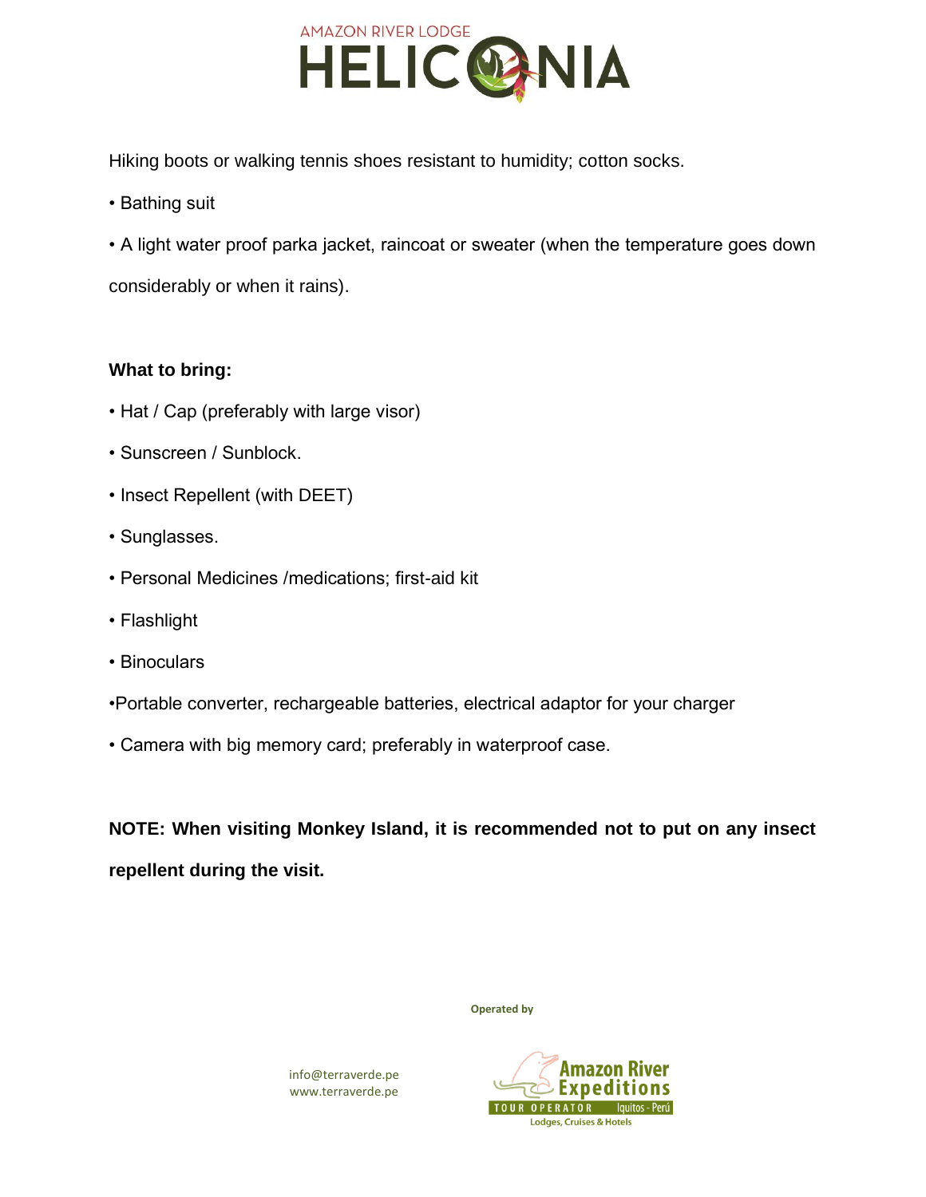Hiking boots or walking tennis shoes resistant to humidity; cotton socks.

- Bathing suit
- A light water proof parka jacket, raincoat or sweater (when the temperature goes down considerably or when it rains).

**What to bring:**

- Hat / Cap (preferably with large visor)
- Sunscreen / Sunblock.
- Insect Repellent (with DEET)
- Sunglasses.
- Personal Medicines /medications; first-aid kit
- Flashlight
- Binoculars
- Portable converter, rechargeable batteries, electrical adaptor for your charger
- Camera with big memory card; preferably in waterproof case.

**NOTE: When visiting Monkey Island, it is recommended not to put on any insect repellent during the visit.**

Operated by

info@terraverde.pe
www.terraverde.pe

Amazon River Expeditions
TOUR OPERATOR Iquitos - Perú
Lodges, Cruises & Hotels